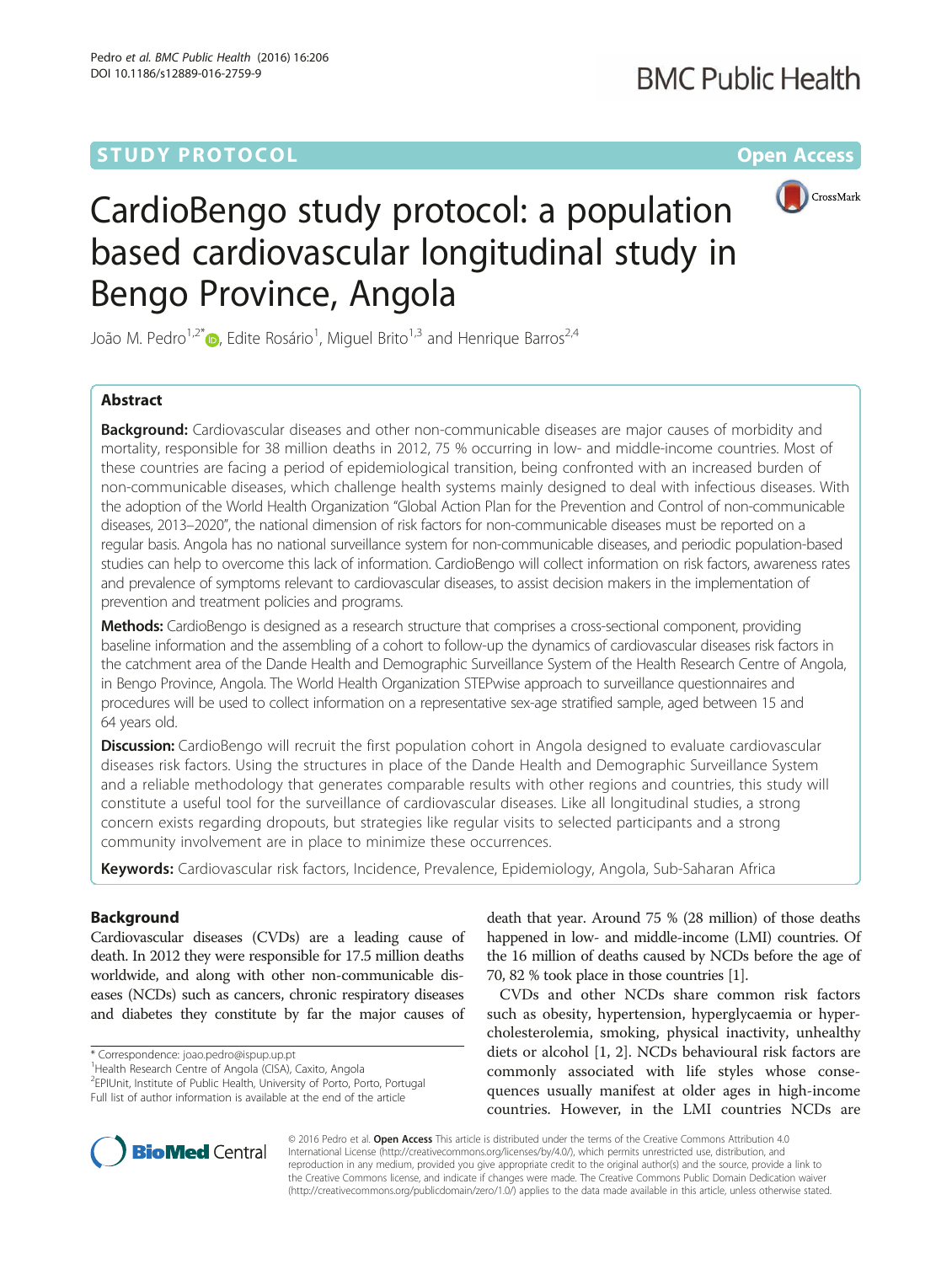STUDY PROTOCOL Open Access

# CardioBengo study protocol: a population based cardiovascular longitudinal study in Bengo Province, Angola

João M. Pedro[1,2*], Edite Rosário[1], Miguel Brito[1,3] and Henrique Barros[2,4]

## Abstract

**Background:** Cardiovascular diseases and other non-communicable diseases are major causes of morbidity and mortality, responsible for 38 million deaths in 2012, 75 % occurring in low- and middle-income countries. Most of these countries are facing a period of epidemiological transition, being confronted with an increased burden of non-communicable diseases, which challenge health systems mainly designed to deal with infectious diseases. With the adoption of the World Health Organization "Global Action Plan for the Prevention and Control of non-communicable diseases, 2013–2020", the national dimension of risk factors for non-communicable diseases must be reported on a regular basis. Angola has no national surveillance system for non-communicable diseases, and periodic population-based studies can help to overcome this lack of information. CardioBengo will collect information on risk factors, awareness rates and prevalence of symptoms relevant to cardiovascular diseases, to assist decision makers in the implementation of prevention and treatment policies and programs.

**Methods:** CardioBengo is designed as a research structure that comprises a cross-sectional component, providing baseline information and the assembling of a cohort to follow-up the dynamics of cardiovascular diseases risk factors in the catchment area of the Dande Health and Demographic Surveillance System of the Health Research Centre of Angola, in Bengo Province, Angola. The World Health Organization STEPwise approach to surveillance questionnaires and procedures will be used to collect information on a representative sex-age stratified sample, aged between 15 and 64 years old.

**Discussion:** CardioBengo will recruit the first population cohort in Angola designed to evaluate cardiovascular diseases risk factors. Using the structures in place of the Dande Health and Demographic Surveillance System and a reliable methodology that generates comparable results with other regions and countries, this study will constitute a useful tool for the surveillance of cardiovascular diseases. Like all longitudinal studies, a strong concern exists regarding dropouts, but strategies like regular visits to selected participants and a strong community involvement are in place to minimize these occurrences.

**Keywords:** Cardiovascular risk factors, Incidence, Prevalence, Epidemiology, Angola, Sub-Saharan Africa

## Background

Cardiovascular diseases (CVDs) are a leading cause of death. In 2012 they were responsible for 17.5 million deaths worldwide, and along with other non-communicable diseases (NCDs) such as cancers, chronic respiratory diseases and diabetes they constitute by far the major causes of death that year. Around 75 % (28 million) of those deaths happened in low- and middle-income (LMI) countries. Of the 16 million of deaths caused by NCDs before the age of 70, 82 % took place in those countries [1].

CVDs and other NCDs share common risk factors such as obesity, hypertension, hyperglycaemia or hypercholesterolemia, smoking, physical inactivity, unhealthy diets or alcohol [1, 2]. NCDs behavioural risk factors are commonly associated with life styles whose consequences usually manifest at older ages in high-income countries. However, in the LMI countries NCDs are

\* Correspondence: joao.pedro@ispup.up.pt
[1]Health Research Centre of Angola (CISA), Caxito, Angola
[2]EPIUnit, Institute of Public Health, University of Porto, Porto, Portugal
Full list of author information is available at the end of the article

© 2016 Pedro et al. **Open Access** This article is distributed under the terms of the Creative Commons Attribution 4.0 International License (http://creativecommons.org/licenses/by/4.0/), which permits unrestricted use, distribution, and reproduction in any medium, provided you give appropriate credit to the original author(s) and the source, provide a link to the Creative Commons license, and indicate if changes were made. The Creative Commons Public Domain Dedication waiver (http://creativecommons.org/publicdomain/zero/1.0/) applies to the data made available in this article, unless otherwise stated.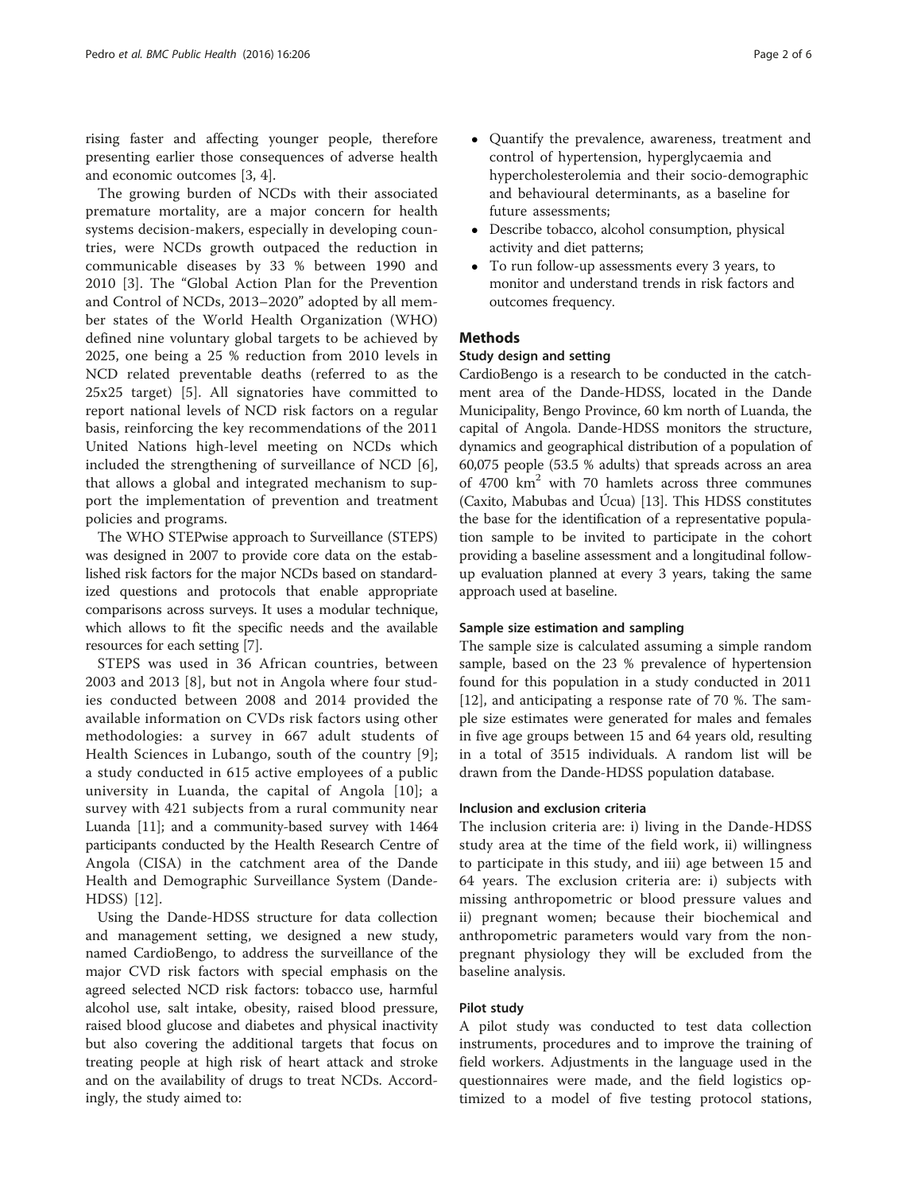rising faster and affecting younger people, therefore presenting earlier those consequences of adverse health and economic outcomes [3, 4].

The growing burden of NCDs with their associated premature mortality, are a major concern for health systems decision-makers, especially in developing countries, were NCDs growth outpaced the reduction in communicable diseases by 33 % between 1990 and 2010 [3]. The "Global Action Plan for the Prevention and Control of NCDs, 2013–2020" adopted by all member states of the World Health Organization (WHO) defined nine voluntary global targets to be achieved by 2025, one being a 25 % reduction from 2010 levels in NCD related preventable deaths (referred to as the 25x25 target) [5]. All signatories have committed to report national levels of NCD risk factors on a regular basis, reinforcing the key recommendations of the 2011 United Nations high-level meeting on NCDs which included the strengthening of surveillance of NCD [6], that allows a global and integrated mechanism to support the implementation of prevention and treatment policies and programs.

The WHO STEPwise approach to Surveillance (STEPS) was designed in 2007 to provide core data on the established risk factors for the major NCDs based on standardized questions and protocols that enable appropriate comparisons across surveys. It uses a modular technique, which allows to fit the specific needs and the available resources for each setting [7].

STEPS was used in 36 African countries, between 2003 and 2013 [8], but not in Angola where four studies conducted between 2008 and 2014 provided the available information on CVDs risk factors using other methodologies: a survey in 667 adult students of Health Sciences in Lubango, south of the country [9]; a study conducted in 615 active employees of a public university in Luanda, the capital of Angola [10]; a survey with 421 subjects from a rural community near Luanda [11]; and a community-based survey with 1464 participants conducted by the Health Research Centre of Angola (CISA) in the catchment area of the Dande Health and Demographic Surveillance System (Dande-HDSS) [12].

Using the Dande-HDSS structure for data collection and management setting, we designed a new study, named CardioBengo, to address the surveillance of the major CVD risk factors with special emphasis on the agreed selected NCD risk factors: tobacco use, harmful alcohol use, salt intake, obesity, raised blood pressure, raised blood glucose and diabetes and physical inactivity but also covering the additional targets that focus on treating people at high risk of heart attack and stroke and on the availability of drugs to treat NCDs. Accordingly, the study aimed to:

- Quantify the prevalence, awareness, treatment and control of hypertension, hyperglycaemia and hypercholesterolemia and their socio-demographic and behavioural determinants, as a baseline for future assessments;
- Describe tobacco, alcohol consumption, physical activity and diet patterns;
- To run follow-up assessments every 3 years, to monitor and understand trends in risk factors and outcomes frequency.

## Methods

### Study design and setting

CardioBengo is a research to be conducted in the catchment area of the Dande-HDSS, located in the Dande Municipality, Bengo Province, 60 km north of Luanda, the capital of Angola. Dande-HDSS monitors the structure, dynamics and geographical distribution of a population of 60,075 people (53.5 % adults) that spreads across an area of 4700 km$^2$ with 70 hamlets across three communes (Caxito, Mabubas and Úcua) [13]. This HDSS constitutes the base for the identification of a representative population sample to be invited to participate in the cohort providing a baseline assessment and a longitudinal follow-up evaluation planned at every 3 years, taking the same approach used at baseline.

### Sample size estimation and sampling

The sample size is calculated assuming a simple random sample, based on the 23 % prevalence of hypertension found for this population in a study conducted in 2011 [12], and anticipating a response rate of 70 %. The sample size estimates were generated for males and females in five age groups between 15 and 64 years old, resulting in a total of 3515 individuals. A random list will be drawn from the Dande-HDSS population database.

### Inclusion and exclusion criteria

The inclusion criteria are: i) living in the Dande-HDSS study area at the time of the field work, ii) willingness to participate in this study, and iii) age between 15 and 64 years. The exclusion criteria are: i) subjects with missing anthropometric or blood pressure values and ii) pregnant women; because their biochemical and anthropometric parameters would vary from the non-pregnant physiology they will be excluded from the baseline analysis.

### Pilot study

A pilot study was conducted to test data collection instruments, procedures and to improve the training of field workers. Adjustments in the language used in the questionnaires were made, and the field logistics optimized to a model of five testing protocol stations,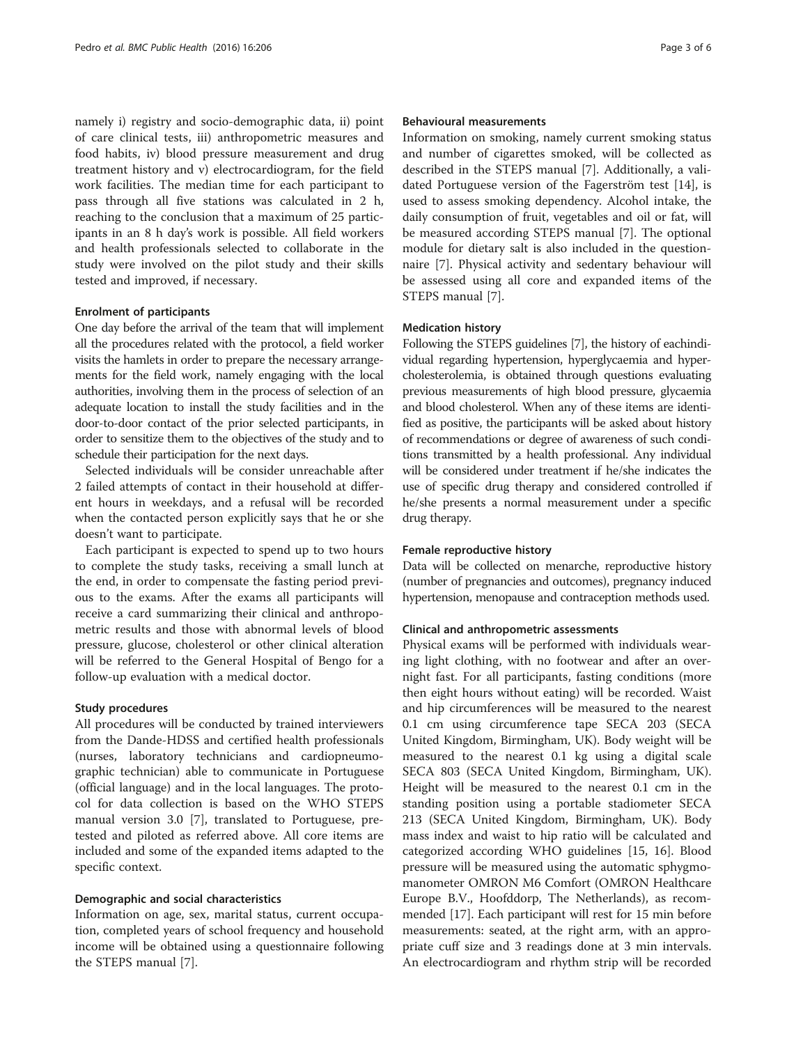namely i) registry and socio-demographic data, ii) point of care clinical tests, iii) anthropometric measures and food habits, iv) blood pressure measurement and drug treatment history and v) electrocardiogram, for the field work facilities. The median time for each participant to pass through all five stations was calculated in 2 h, reaching to the conclusion that a maximum of 25 participants in an 8 h day's work is possible. All field workers and health professionals selected to collaborate in the study were involved on the pilot study and their skills tested and improved, if necessary.

#### Enrolment of participants

One day before the arrival of the team that will implement all the procedures related with the protocol, a field worker visits the hamlets in order to prepare the necessary arrangements for the field work, namely engaging with the local authorities, involving them in the process of selection of an adequate location to install the study facilities and in the door-to-door contact of the prior selected participants, in order to sensitize them to the objectives of the study and to schedule their participation for the next days.

Selected individuals will be consider unreachable after 2 failed attempts of contact in their household at different hours in weekdays, and a refusal will be recorded when the contacted person explicitly says that he or she doesn't want to participate.

Each participant is expected to spend up to two hours to complete the study tasks, receiving a small lunch at the end, in order to compensate the fasting period previous to the exams. After the exams all participants will receive a card summarizing their clinical and anthropometric results and those with abnormal levels of blood pressure, glucose, cholesterol or other clinical alteration will be referred to the General Hospital of Bengo for a follow-up evaluation with a medical doctor.

#### Study procedures

All procedures will be conducted by trained interviewers from the Dande-HDSS and certified health professionals (nurses, laboratory technicians and cardiopneumographic technician) able to communicate in Portuguese (official language) and in the local languages. The protocol for data collection is based on the WHO STEPS manual version 3.0 [7], translated to Portuguese, pretested and piloted as referred above. All core items are included and some of the expanded items adapted to the specific context.

#### Demographic and social characteristics

Information on age, sex, marital status, current occupation, completed years of school frequency and household income will be obtained using a questionnaire following the STEPS manual [7].

#### Behavioural measurements

Information on smoking, namely current smoking status and number of cigarettes smoked, will be collected as described in the STEPS manual [7]. Additionally, a validated Portuguese version of the Fagerström test [14], is used to assess smoking dependency. Alcohol intake, the daily consumption of fruit, vegetables and oil or fat, will be measured according STEPS manual [7]. The optional module for dietary salt is also included in the questionnaire [7]. Physical activity and sedentary behaviour will be assessed using all core and expanded items of the STEPS manual [7].

#### Medication history

Following the STEPS guidelines [7], the history of eachindividual regarding hypertension, hyperglycaemia and hypercholesterolemia, is obtained through questions evaluating previous measurements of high blood pressure, glycaemia and blood cholesterol. When any of these items are identified as positive, the participants will be asked about history of recommendations or degree of awareness of such conditions transmitted by a health professional. Any individual will be considered under treatment if he/she indicates the use of specific drug therapy and considered controlled if he/she presents a normal measurement under a specific drug therapy.

#### Female reproductive history

Data will be collected on menarche, reproductive history (number of pregnancies and outcomes), pregnancy induced hypertension, menopause and contraception methods used.

#### Clinical and anthropometric assessments

Physical exams will be performed with individuals wearing light clothing, with no footwear and after an overnight fast. For all participants, fasting conditions (more then eight hours without eating) will be recorded. Waist and hip circumferences will be measured to the nearest 0.1 cm using circumference tape SECA 203 (SECA United Kingdom, Birmingham, UK). Body weight will be measured to the nearest 0.1 kg using a digital scale SECA 803 (SECA United Kingdom, Birmingham, UK). Height will be measured to the nearest 0.1 cm in the standing position using a portable stadiometer SECA 213 (SECA United Kingdom, Birmingham, UK). Body mass index and waist to hip ratio will be calculated and categorized according WHO guidelines [15, 16]. Blood pressure will be measured using the automatic sphygmomanometer OMRON M6 Comfort (OMRON Healthcare Europe B.V., Hoofddorp, The Netherlands), as recommended [17]. Each participant will rest for 15 min before measurements: seated, at the right arm, with an appropriate cuff size and 3 readings done at 3 min intervals. An electrocardiogram and rhythm strip will be recorded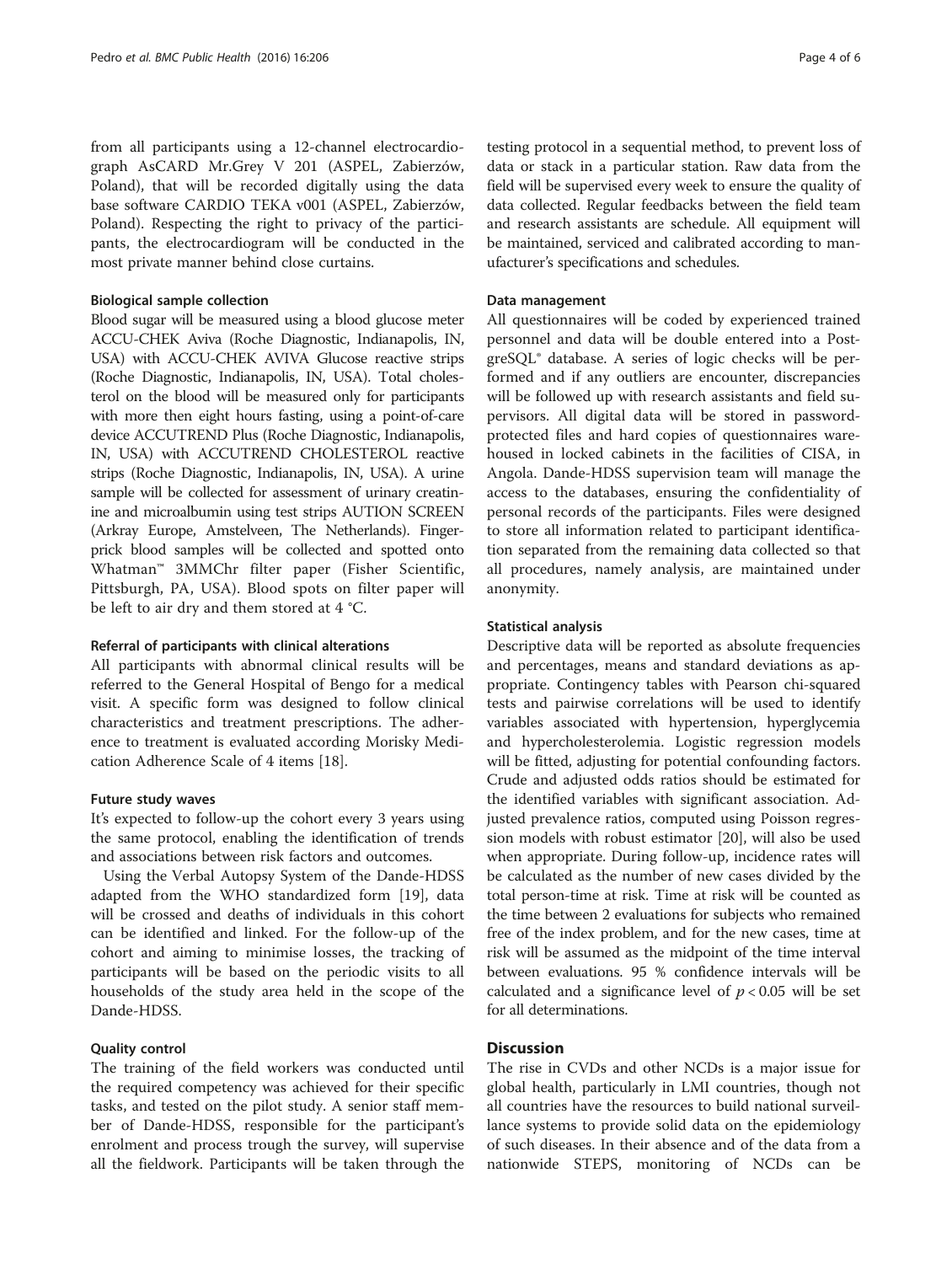from all participants using a 12-channel electrocardiograph AsCARD Mr.Grey V 201 (ASPEL, Zabierzów, Poland), that will be recorded digitally using the data base software CARDIO TEKA v001 (ASPEL, Zabierzów, Poland). Respecting the right to privacy of the participants, the electrocardiogram will be conducted in the most private manner behind close curtains.

#### Biological sample collection

Blood sugar will be measured using a blood glucose meter ACCU-CHEK Aviva (Roche Diagnostic, Indianapolis, IN, USA) with ACCU-CHEK AVIVA Glucose reactive strips (Roche Diagnostic, Indianapolis, IN, USA). Total cholesterol on the blood will be measured only for participants with more then eight hours fasting, using a point-of-care device ACCUTREND Plus (Roche Diagnostic, Indianapolis, IN, USA) with ACCUTREND CHOLESTEROL reactive strips (Roche Diagnostic, Indianapolis, IN, USA). A urine sample will be collected for assessment of urinary creatinine and microalbumin using test strips AUTION SCREEN (Arkray Europe, Amstelveen, The Netherlands). Finger-prick blood samples will be collected and spotted onto Whatman™ 3MMChr filter paper (Fisher Scientific, Pittsburgh, PA, USA). Blood spots on filter paper will be left to air dry and them stored at 4 °C.

#### Referral of participants with clinical alterations

All participants with abnormal clinical results will be referred to the General Hospital of Bengo for a medical visit. A specific form was designed to follow clinical characteristics and treatment prescriptions. The adherence to treatment is evaluated according Morisky Medication Adherence Scale of 4 items [18].

#### Future study waves

It's expected to follow-up the cohort every 3 years using the same protocol, enabling the identification of trends and associations between risk factors and outcomes.

Using the Verbal Autopsy System of the Dande-HDSS adapted from the WHO standardized form [19], data will be crossed and deaths of individuals in this cohort can be identified and linked. For the follow-up of the cohort and aiming to minimise losses, the tracking of participants will be based on the periodic visits to all households of the study area held in the scope of the Dande-HDSS.

#### Quality control

The training of the field workers was conducted until the required competency was achieved for their specific tasks, and tested on the pilot study. A senior staff member of Dande-HDSS, responsible for the participant's enrolment and process trough the survey, will supervise all the fieldwork. Participants will be taken through the testing protocol in a sequential method, to prevent loss of data or stack in a particular station. Raw data from the field will be supervised every week to ensure the quality of data collected. Regular feedbacks between the field team and research assistants are schedule. All equipment will be maintained, serviced and calibrated according to manufacturer's specifications and schedules.

#### Data management

All questionnaires will be coded by experienced trained personnel and data will be double entered into a PostgreSQL® database. A series of logic checks will be performed and if any outliers are encounter, discrepancies will be followed up with research assistants and field supervisors. All digital data will be stored in password-protected files and hard copies of questionnaires warehoused in locked cabinets in the facilities of CISA, in Angola. Dande-HDSS supervision team will manage the access to the databases, ensuring the confidentiality of personal records of the participants. Files were designed to store all information related to participant identification separated from the remaining data collected so that all procedures, namely analysis, are maintained under anonymity.

#### Statistical analysis

Descriptive data will be reported as absolute frequencies and percentages, means and standard deviations as appropriate. Contingency tables with Pearson chi-squared tests and pairwise correlations will be used to identify variables associated with hypertension, hyperglycemia and hypercholesterolemia. Logistic regression models will be fitted, adjusting for potential confounding factors. Crude and adjusted odds ratios should be estimated for the identified variables with significant association. Adjusted prevalence ratios, computed using Poisson regression models with robust estimator [20], will also be used when appropriate. During follow-up, incidence rates will be calculated as the number of new cases divided by the total person-time at risk. Time at risk will be counted as the time between 2 evaluations for subjects who remained free of the index problem, and for the new cases, time at risk will be assumed as the midpoint of the time interval between evaluations. 95 % confidence intervals will be calculated and a significance level of $p < 0.05$ will be set for all determinations.

## Discussion

The rise in CVDs and other NCDs is a major issue for global health, particularly in LMI countries, though not all countries have the resources to build national surveillance systems to provide solid data on the epidemiology of such diseases. In their absence and of the data from a nationwide STEPS, monitoring of NCDs can be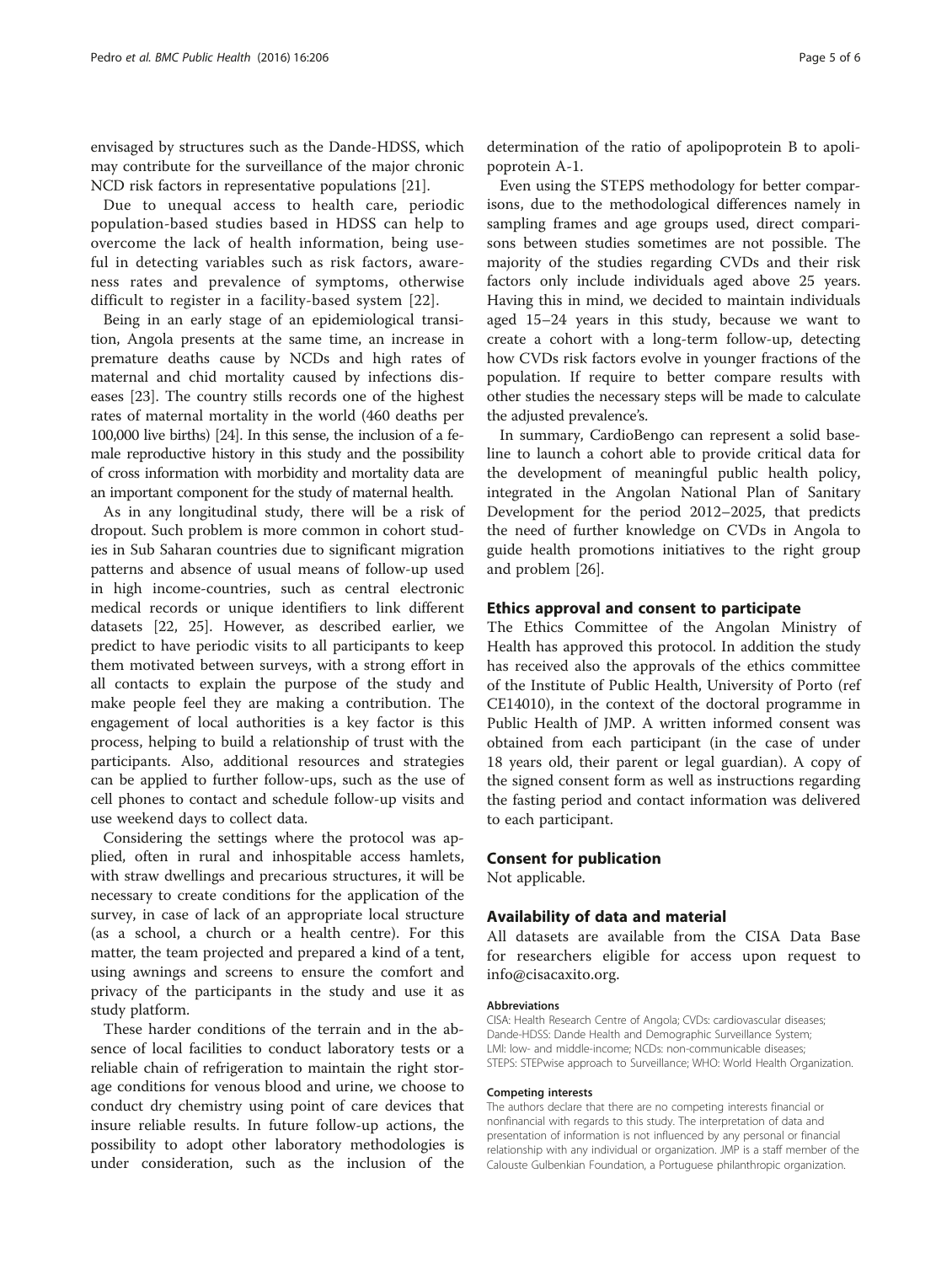envisaged by structures such as the Dande-HDSS, which may contribute for the surveillance of the major chronic NCD risk factors in representative populations [21].

Due to unequal access to health care, periodic population-based studies based in HDSS can help to overcome the lack of health information, being useful in detecting variables such as risk factors, awareness rates and prevalence of symptoms, otherwise difficult to register in a facility-based system [22].

Being in an early stage of an epidemiological transition, Angola presents at the same time, an increase in premature deaths cause by NCDs and high rates of maternal and chid mortality caused by infections diseases [23]. The country stills records one of the highest rates of maternal mortality in the world (460 deaths per 100,000 live births) [24]. In this sense, the inclusion of a female reproductive history in this study and the possibility of cross information with morbidity and mortality data are an important component for the study of maternal health.

As in any longitudinal study, there will be a risk of dropout. Such problem is more common in cohort studies in Sub Saharan countries due to significant migration patterns and absence of usual means of follow-up used in high income-countries, such as central electronic medical records or unique identifiers to link different datasets [22, 25]. However, as described earlier, we predict to have periodic visits to all participants to keep them motivated between surveys, with a strong effort in all contacts to explain the purpose of the study and make people feel they are making a contribution. The engagement of local authorities is a key factor is this process, helping to build a relationship of trust with the participants. Also, additional resources and strategies can be applied to further follow-ups, such as the use of cell phones to contact and schedule follow-up visits and use weekend days to collect data.

Considering the settings where the protocol was applied, often in rural and inhospitable access hamlets, with straw dwellings and precarious structures, it will be necessary to create conditions for the application of the survey, in case of lack of an appropriate local structure (as a school, a church or a health centre). For this matter, the team projected and prepared a kind of a tent, using awnings and screens to ensure the comfort and privacy of the participants in the study and use it as study platform.

These harder conditions of the terrain and in the absence of local facilities to conduct laboratory tests or a reliable chain of refrigeration to maintain the right storage conditions for venous blood and urine, we choose to conduct dry chemistry using point of care devices that insure reliable results. In future follow-up actions, the possibility to adopt other laboratory methodologies is under consideration, such as the inclusion of the determination of the ratio of apolipoprotein B to apolipoprotein A-1.

Even using the STEPS methodology for better comparisons, due to the methodological differences namely in sampling frames and age groups used, direct comparisons between studies sometimes are not possible. The majority of the studies regarding CVDs and their risk factors only include individuals aged above 25 years. Having this in mind, we decided to maintain individuals aged 15–24 years in this study, because we want to create a cohort with a long-term follow-up, detecting how CVDs risk factors evolve in younger fractions of the population. If require to better compare results with other studies the necessary steps will be made to calculate the adjusted prevalence's.

In summary, CardioBengo can represent a solid baseline to launch a cohort able to provide critical data for the development of meaningful public health policy, integrated in the Angolan National Plan of Sanitary Development for the period 2012–2025, that predicts the need of further knowledge on CVDs in Angola to guide health promotions initiatives to the right group and problem [26].

## Ethics approval and consent to participate

The Ethics Committee of the Angolan Ministry of Health has approved this protocol. In addition the study has received also the approvals of the ethics committee of the Institute of Public Health, University of Porto (ref CE14010), in the context of the doctoral programme in Public Health of JMP. A written informed consent was obtained from each participant (in the case of under 18 years old, their parent or legal guardian). A copy of the signed consent form as well as instructions regarding the fasting period and contact information was delivered to each participant.

## Consent for publication

Not applicable.

## Availability of data and material

All datasets are available from the CISA Data Base for researchers eligible for access upon request to info@cisacaxito.org.

#### Abbreviations

CISA: Health Research Centre of Angola; CVDs: cardiovascular diseases; Dande-HDSS: Dande Health and Demographic Surveillance System; LMI: low- and middle-income; NCDs: non-communicable diseases; STEPS: STEPwise approach to Surveillance; WHO: World Health Organization.

#### Competing interests

The authors declare that there are no competing interests financial or nonfinancial with regards to this study. The interpretation of data and presentation of information is not influenced by any personal or financial relationship with any individual or organization. JMP is a staff member of the Calouste Gulbenkian Foundation, a Portuguese philanthropic organization.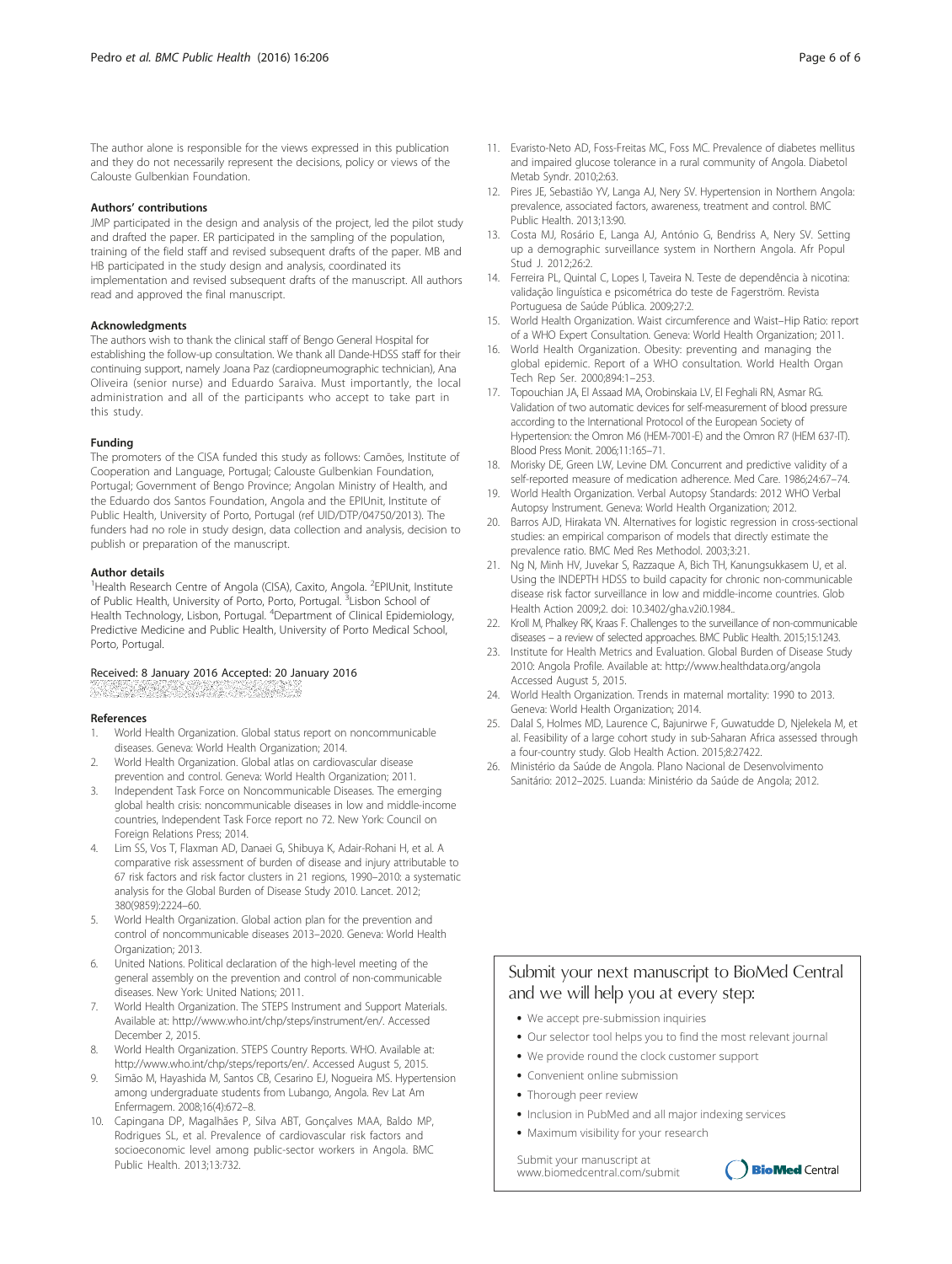The author alone is responsible for the views expressed in this publication and they do not necessarily represent the decisions, policy or views of the Calouste Gulbenkian Foundation.

### Authors' contributions

JMP participated in the design and analysis of the project, led the pilot study and drafted the paper. ER participated in the sampling of the population, training of the field staff and revised subsequent drafts of the paper. MB and HB participated in the study design and analysis, coordinated its implementation and revised subsequent drafts of the manuscript. All authors read and approved the final manuscript.

### Acknowledgments

The authors wish to thank the clinical staff of Bengo General Hospital for establishing the follow-up consultation. We thank all Dande-HDSS staff for their continuing support, namely Joana Paz (cardiopneumographic technician), Ana Oliveira (senior nurse) and Eduardo Saraiva. Must importantly, the local administration and all of the participants who accept to take part in this study.

### Funding

The promoters of the CISA funded this study as follows: Camões, Institute of Cooperation and Language, Portugal; Calouste Gulbenkian Foundation, Portugal; Government of Bengo Province; Angolan Ministry of Health, and the Eduardo dos Santos Foundation, Angola and the EPIUnit, Institute of Public Health, University of Porto, Portugal (ref UID/DTP/04750/2013). The funders had no role in study design, data collection and analysis, decision to publish or preparation of the manuscript.

### Author details

[1]Health Research Centre of Angola (CISA), Caxito, Angola. [2]EPIUnit, Institute of Public Health, University of Porto, Porto, Portugal. [3]Lisbon School of Health Technology, Lisbon, Portugal. [4]Department of Clinical Epidemiology, Predictive Medicine and Public Health, University of Porto Medical School, Porto, Portugal.

Received: 8 January 2016 Accepted: 20 January 2016

### References

1. World Health Organization. Global status report on noncommunicable diseases. Geneva: World Health Organization; 2014.
2. World Health Organization. Global atlas on cardiovascular disease prevention and control. Geneva: World Health Organization; 2011.
3. Independent Task Force on Noncommunicable Diseases. The emerging global health crisis: noncommunicable diseases in low and middle-income countries, Independent Task Force report no 72. New York: Council on Foreign Relations Press; 2014.
4. Lim SS, Vos T, Flaxman AD, Danaei G, Shibuya K, Adair-Rohani H, et al. A comparative risk assessment of burden of disease and injury attributable to 67 risk factors and risk factor clusters in 21 regions, 1990–2010: a systematic analysis for the Global Burden of Disease Study 2010. Lancet. 2012; 380(9859):2224–60.
5. World Health Organization. Global action plan for the prevention and control of noncommunicable diseases 2013–2020. Geneva: World Health Organization; 2013.
6. United Nations. Political declaration of the high-level meeting of the general assembly on the prevention and control of non-communicable diseases. New York: United Nations; 2011.
7. World Health Organization. The STEPS Instrument and Support Materials. Available at: http://www.who.int/chp/steps/instrument/en/. Accessed December 2, 2015.
8. World Health Organization. STEPS Country Reports. WHO. Available at: http://www.who.int/chp/steps/reports/en/. Accessed August 5, 2015.
9. Simão M, Hayashida M, Santos CB, Cesarino EJ, Nogueira MS. Hypertension among undergraduate students from Lubango, Angola. Rev Lat Am Enfermagem. 2008;16(4):672–8.
10. Capingana DP, Magalhães P, Silva ABT, Gonçalves MAA, Baldo MP, Rodrigues SL, et al. Prevalence of cardiovascular risk factors and socioeconomic level among public-sector workers in Angola. BMC Public Health. 2013;13:732.
11. Evaristo-Neto AD, Foss-Freitas MC, Foss MC. Prevalence of diabetes mellitus and impaired glucose tolerance in a rural community of Angola. Diabetol Metab Syndr. 2010;2:63.
12. Pires JE, Sebastião YV, Langa AJ, Nery SV. Hypertension in Northern Angola: prevalence, associated factors, awareness, treatment and control. BMC Public Health. 2013;13:90.
13. Costa MJ, Rosário E, Langa AJ, António G, Bendriss A, Nery SV. Setting up a demographic surveillance system in Northern Angola. Afr Popul Stud J. 2012;26:2.
14. Ferreira PL, Quintal C, Lopes I, Taveira N. Teste de dependência à nicotina: validação linguística e psicométrica do teste de Fagerström. Revista Portuguesa de Saúde Pública. 2009;27:2.
15. World Health Organization. Waist circumference and Waist–Hip Ratio: report of a WHO Expert Consultation. Geneva: World Health Organization; 2011.
16. World Health Organization. Obesity: preventing and managing the global epidemic. Report of a WHO consultation. World Health Organ Tech Rep Ser. 2000;894:1–253.
17. Topouchian JA, El Assaad MA, Orobinskaia LV, El Feghali RN, Asmar RG. Validation of two automatic devices for self-measurement of blood pressure according to the International Protocol of the European Society of Hypertension: the Omron M6 (HEM-7001-E) and the Omron R7 (HEM 637-IT). Blood Press Monit. 2006;11:165–71.
18. Morisky DE, Green LW, Levine DM. Concurrent and predictive validity of a self-reported measure of medication adherence. Med Care. 1986;24:67–74.
19. World Health Organization. Verbal Autopsy Standards: 2012 WHO Verbal Autopsy Instrument. Geneva: World Health Organization; 2012.
20. Barros AJD, Hirakata VN. Alternatives for logistic regression in cross-sectional studies: an empirical comparison of models that directly estimate the prevalence ratio. BMC Med Res Methodol. 2003;3:21.
21. Ng N, Minh HV, Juvekar S, Razzaque A, Bich TH, Kanungsukkasem U, et al. Using the INDEPTH HDSS to build capacity for chronic non-communicable disease risk factor surveillance in low and middle-income countries. Glob Health Action 2009;2. doi: 10.3402/gha.v2i0.1984..
22. Kroll M, Phalkey RK, Kraas F. Challenges to the surveillance of non-communicable diseases – a review of selected approaches. BMC Public Health. 2015;15:1243.
23. Institute for Health Metrics and Evaluation. Global Burden of Disease Study 2010: Angola Profile. Available at: http://www.healthdata.org/angola Accessed August 5, 2015.
24. World Health Organization. Trends in maternal mortality: 1990 to 2013. Geneva: World Health Organization; 2014.
25. Dalal S, Holmes MD, Laurence C, Bajunirwe F, Guwatudde D, Njelekela M, et al. Feasibility of a large cohort study in sub-Saharan Africa assessed through a four-country study. Glob Health Action. 2015;8:27422.
26. Ministério da Saúde de Angola. Plano Nacional de Desenvolvimento Sanitário: 2012–2025. Luanda: Ministério da Saúde de Angola; 2012.

Submit your next manuscript to BioMed Central and we will help you at every step:

- We accept pre-submission inquiries
- Our selector tool helps you to find the most relevant journal
- We provide round the clock customer support
- Convenient online submission
- Thorough peer review
- Inclusion in PubMed and all major indexing services
- Maximum visibility for your research

Submit your manuscript at www.biomedcentral.com/submit